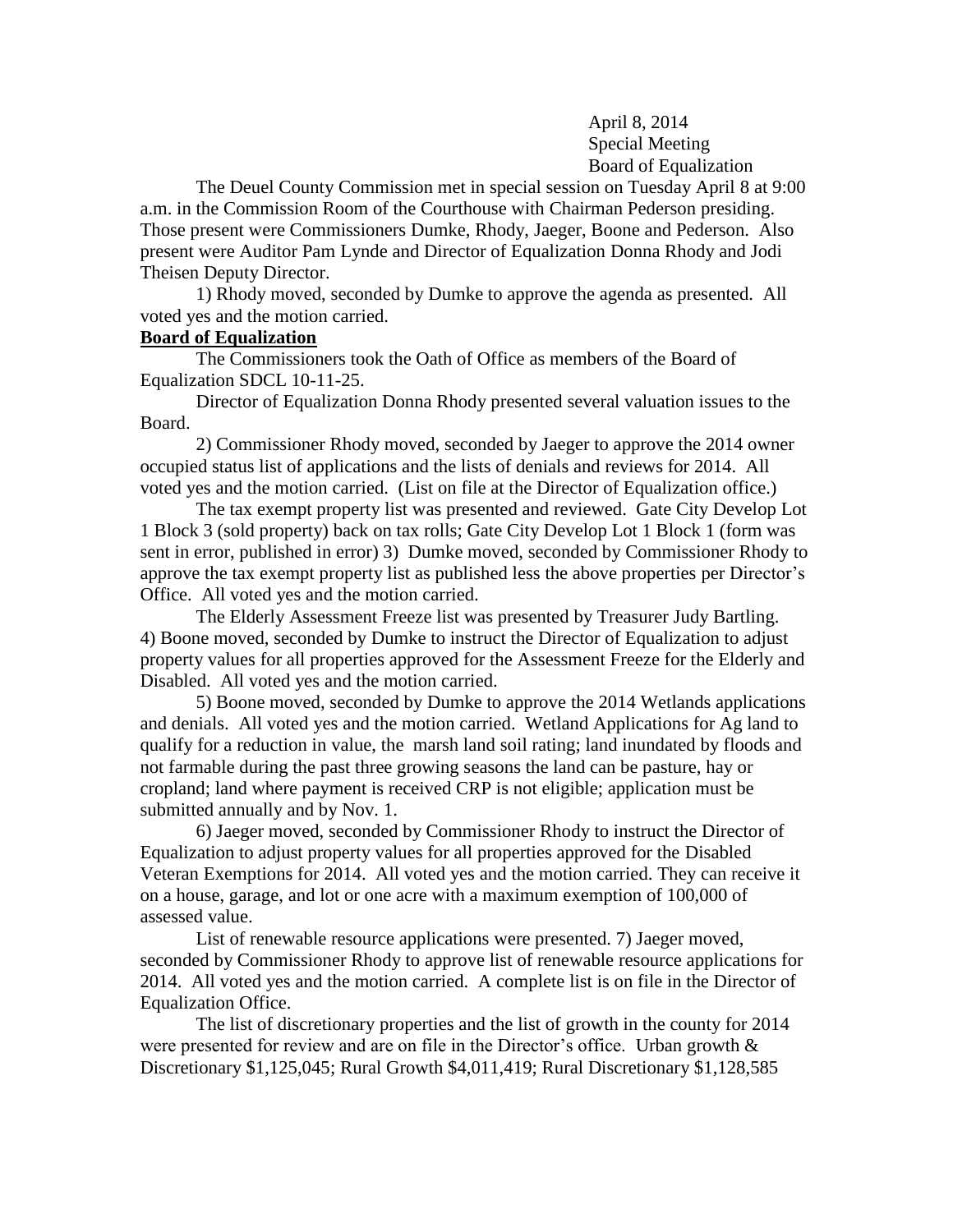April 8, 2014
Special Meeting
Board of Equalization

The Deuel County Commission met in special session on Tuesday April 8 at 9:00 a.m. in the Commission Room of the Courthouse with Chairman Pederson presiding. Those present were Commissioners Dumke, Rhody, Jaeger, Boone and Pederson. Also present were Auditor Pam Lynde and Director of Equalization Donna Rhody and Jodi Theisen Deputy Director.

1) Rhody moved, seconded by Dumke to approve the agenda as presented. All voted yes and the motion carried.

**Board of Equalization**

The Commissioners took the Oath of Office as members of the Board of Equalization SDCL 10-11-25.

Director of Equalization Donna Rhody presented several valuation issues to the Board.

2) Commissioner Rhody moved, seconded by Jaeger to approve the 2014 owner occupied status list of applications and the lists of denials and reviews for 2014. All voted yes and the motion carried. (List on file at the Director of Equalization office.)

The tax exempt property list was presented and reviewed. Gate City Develop Lot 1 Block 3 (sold property) back on tax rolls; Gate City Develop Lot 1 Block 1 (form was sent in error, published in error) 3) Dumke moved, seconded by Commissioner Rhody to approve the tax exempt property list as published less the above properties per Director's Office. All voted yes and the motion carried.

The Elderly Assessment Freeze list was presented by Treasurer Judy Bartling. 4) Boone moved, seconded by Dumke to instruct the Director of Equalization to adjust property values for all properties approved for the Assessment Freeze for the Elderly and Disabled. All voted yes and the motion carried.

5) Boone moved, seconded by Dumke to approve the 2014 Wetlands applications and denials. All voted yes and the motion carried. Wetland Applications for Ag land to qualify for a reduction in value, the marsh land soil rating; land inundated by floods and not farmable during the past three growing seasons the land can be pasture, hay or cropland; land where payment is received CRP is not eligible; application must be submitted annually and by Nov. 1.

6) Jaeger moved, seconded by Commissioner Rhody to instruct the Director of Equalization to adjust property values for all properties approved for the Disabled Veteran Exemptions for 2014. All voted yes and the motion carried. They can receive it on a house, garage, and lot or one acre with a maximum exemption of 100,000 of assessed value.

List of renewable resource applications were presented. 7) Jaeger moved, seconded by Commissioner Rhody to approve list of renewable resource applications for 2014. All voted yes and the motion carried. A complete list is on file in the Director of Equalization Office.

The list of discretionary properties and the list of growth in the county for 2014 were presented for review and are on file in the Director's office. Urban growth & Discretionary $1,125,045; Rural Growth $4,011,419; Rural Discretionary $1,128,585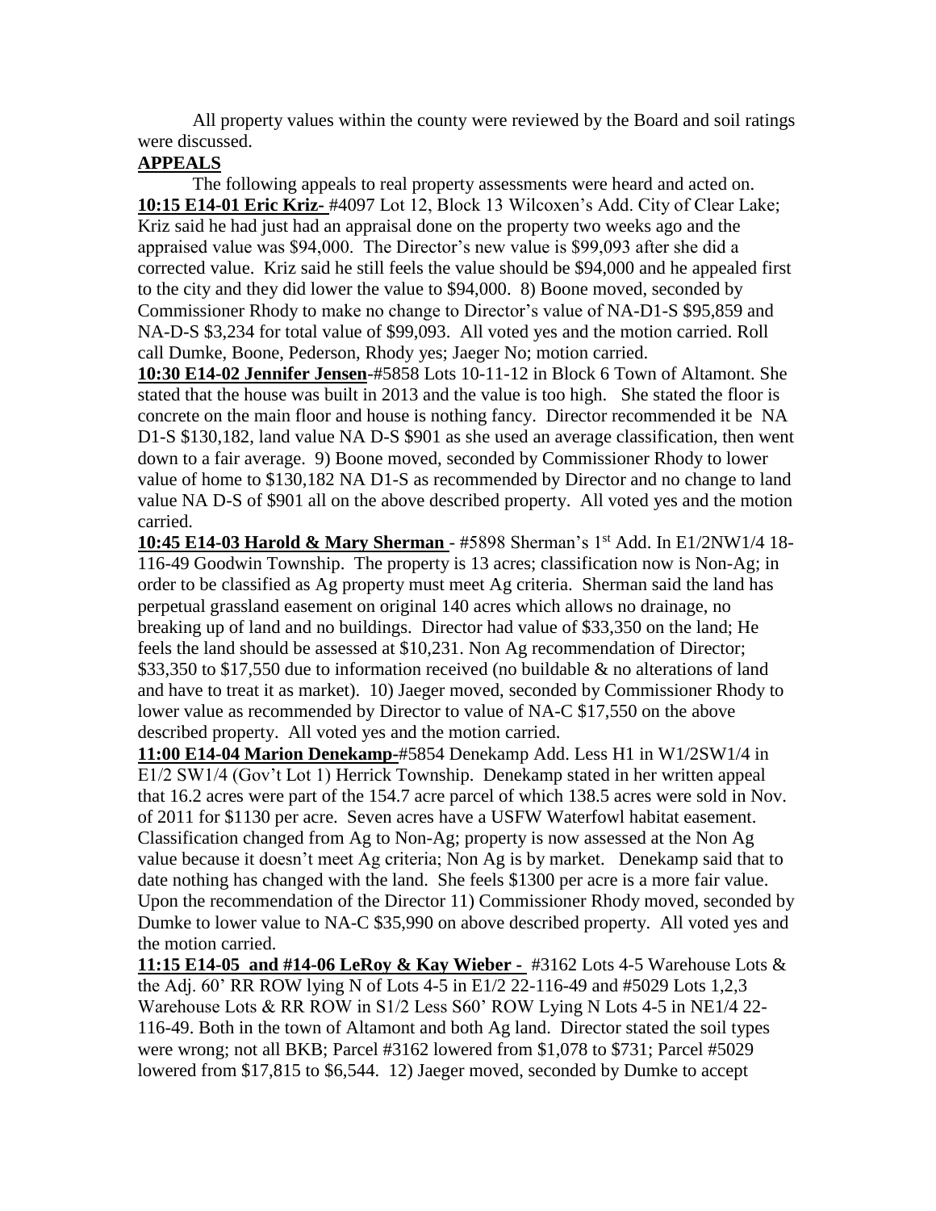All property values within the county were reviewed by the Board and soil ratings were discussed.

**APPEALS**

The following appeals to real property assessments were heard and acted on.

**10:15 E14-01 Eric Kriz-** #4097 Lot 12, Block 13 Wilcoxen's Add. City of Clear Lake; Kriz said he had just had an appraisal done on the property two weeks ago and the appraised value was $94,000. The Director's new value is $99,093 after she did a corrected value. Kriz said he still feels the value should be $94,000 and he appealed first to the city and they did lower the value to $94,000. 8) Boone moved, seconded by Commissioner Rhody to make no change to Director's value of NA-D1-S $95,859 and NA-D-S $3,234 for total value of $99,093. All voted yes and the motion carried. Roll call Dumke, Boone, Pederson, Rhody yes; Jaeger No; motion carried.

**10:30 E14-02 Jennifer Jensen**-#5858 Lots 10-11-12 in Block 6 Town of Altamont. She stated that the house was built in 2013 and the value is too high. She stated the floor is concrete on the main floor and house is nothing fancy. Director recommended it be NA D1-S $130,182, land value NA D-S $901 as she used an average classification, then went down to a fair average. 9) Boone moved, seconded by Commissioner Rhody to lower value of home to $130,182 NA D1-S as recommended by Director and no change to land value NA D-S of $901 all on the above described property. All voted yes and the motion carried.

**10:45 E14-03 Harold & Mary Sherman** - #5898 Sherman's 1st Add. In E1/2NW1/4 18-116-49 Goodwin Township. The property is 13 acres; classification now is Non-Ag; in order to be classified as Ag property must meet Ag criteria. Sherman said the land has perpetual grassland easement on original 140 acres which allows no drainage, no breaking up of land and no buildings. Director had value of $33,350 on the land; He feels the land should be assessed at $10,231. Non Ag recommendation of Director; $33,350 to $17,550 due to information received (no buildable & no alterations of land and have to treat it as market). 10) Jaeger moved, seconded by Commissioner Rhody to lower value as recommended by Director to value of NA-C $17,550 on the above described property. All voted yes and the motion carried.

**11:00 E14-04 Marion Denekamp**-#5854 Denekamp Add. Less H1 in W1/2SW1/4 in E1/2 SW1/4 (Gov't Lot 1) Herrick Township. Denekamp stated in her written appeal that 16.2 acres were part of the 154.7 acre parcel of which 138.5 acres were sold in Nov. of 2011 for $1130 per acre. Seven acres have a USFW Waterfowl habitat easement. Classification changed from Ag to Non-Ag; property is now assessed at the Non Ag value because it doesn't meet Ag criteria; Non Ag is by market. Denekamp said that to date nothing has changed with the land. She feels $1300 per acre is a more fair value. Upon the recommendation of the Director 11) Commissioner Rhody moved, seconded by Dumke to lower value to NA-C $35,990 on above described property. All voted yes and the motion carried.

**11:15 E14-05 and #14-06 LeRoy & Kay Wieber -** #3162 Lots 4-5 Warehouse Lots & the Adj. 60' RR ROW lying N of Lots 4-5 in E1/2 22-116-49 and #5029 Lots 1,2,3 Warehouse Lots & RR ROW in S1/2 Less S60' ROW Lying N Lots 4-5 in NE1/4 22-116-49. Both in the town of Altamont and both Ag land. Director stated the soil types were wrong; not all BKB; Parcel #3162 lowered from $1,078 to $731; Parcel #5029 lowered from $17,815 to $6,544. 12) Jaeger moved, seconded by Dumke to accept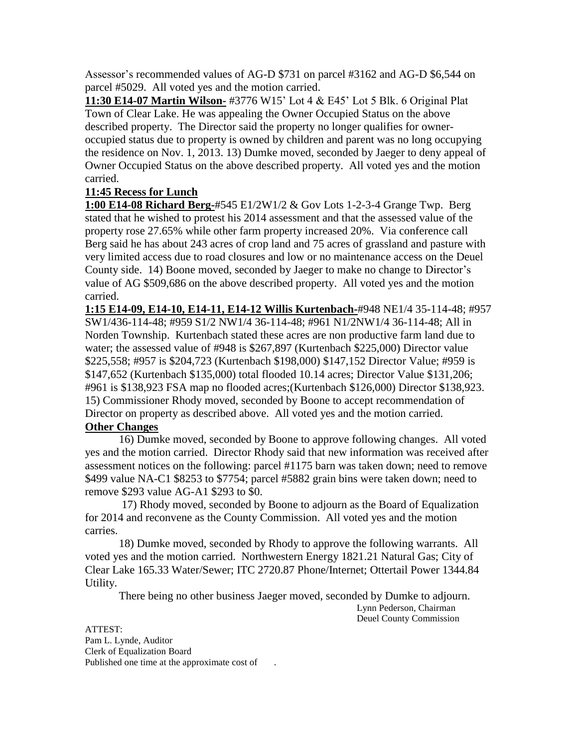Assessor's recommended values of AG-D $731 on parcel #3162 and AG-D $6,544 on parcel #5029. All voted yes and the motion carried.

**11:30 E14-07 Martin Wilson-** #3776 W15' Lot 4 & E45' Lot 5 Blk. 6 Original Plat Town of Clear Lake. He was appealing the Owner Occupied Status on the above described property. The Director said the property no longer qualifies for owner-occupied status due to property is owned by children and parent was no long occupying the residence on Nov. 1, 2013. 13) Dumke moved, seconded by Jaeger to deny appeal of Owner Occupied Status on the above described property. All voted yes and the motion carried.

**11:45 Recess for Lunch**

**1:00 E14-08 Richard Berg-**#545 E1/2W1/2 & Gov Lots 1-2-3-4 Grange Twp. Berg stated that he wished to protest his 2014 assessment and that the assessed value of the property rose 27.65% while other farm property increased 20%. Via conference call Berg said he has about 243 acres of crop land and 75 acres of grassland and pasture with very limited access due to road closures and low or no maintenance access on the Deuel County side. 14) Boone moved, seconded by Jaeger to make no change to Director's value of AG $509,686 on the above described property. All voted yes and the motion carried.

**1:15 E14-09, E14-10, E14-11, E14-12 Willis Kurtenbach-**#948 NE1/4 35-114-48; #957 SW1/436-114-48; #959 S1/2 NW1/4 36-114-48; #961 N1/2NW1/4 36-114-48; All in Norden Township. Kurtenbach stated these acres are non productive farm land due to water; the assessed value of #948 is $267,897 (Kurtenbach $225,000) Director value $225,558; #957 is $204,723 (Kurtenbach $198,000) $147,152 Director Value; #959 is $147,652 (Kurtenbach $135,000) total flooded 10.14 acres; Director Value $131,206; #961 is $138,923 FSA map no flooded acres;(Kurtenbach $126,000) Director $138,923. 15) Commissioner Rhody moved, seconded by Boone to accept recommendation of Director on property as described above. All voted yes and the motion carried.

**Other Changes**

16) Dumke moved, seconded by Boone to approve following changes. All voted yes and the motion carried. Director Rhody said that new information was received after assessment notices on the following: parcel #1175 barn was taken down; need to remove $499 value NA-C1 $8253 to $7754; parcel #5882 grain bins were taken down; need to remove $293 value AG-A1 $293 to $0.

17) Rhody moved, seconded by Boone to adjourn as the Board of Equalization for 2014 and reconvene as the County Commission. All voted yes and the motion carries.

18) Dumke moved, seconded by Rhody to approve the following warrants. All voted yes and the motion carried. Northwestern Energy 1821.21 Natural Gas; City of Clear Lake 165.33 Water/Sewer; ITC 2720.87 Phone/Internet; Ottertail Power 1344.84 Utility.

There being no other business Jaeger moved, seconded by Dumke to adjourn.

Lynn Pederson, Chairman
Deuel County Commission

ATTEST:
Pam L. Lynde, Auditor
Clerk of Equalization Board
Published one time at the approximate cost of .